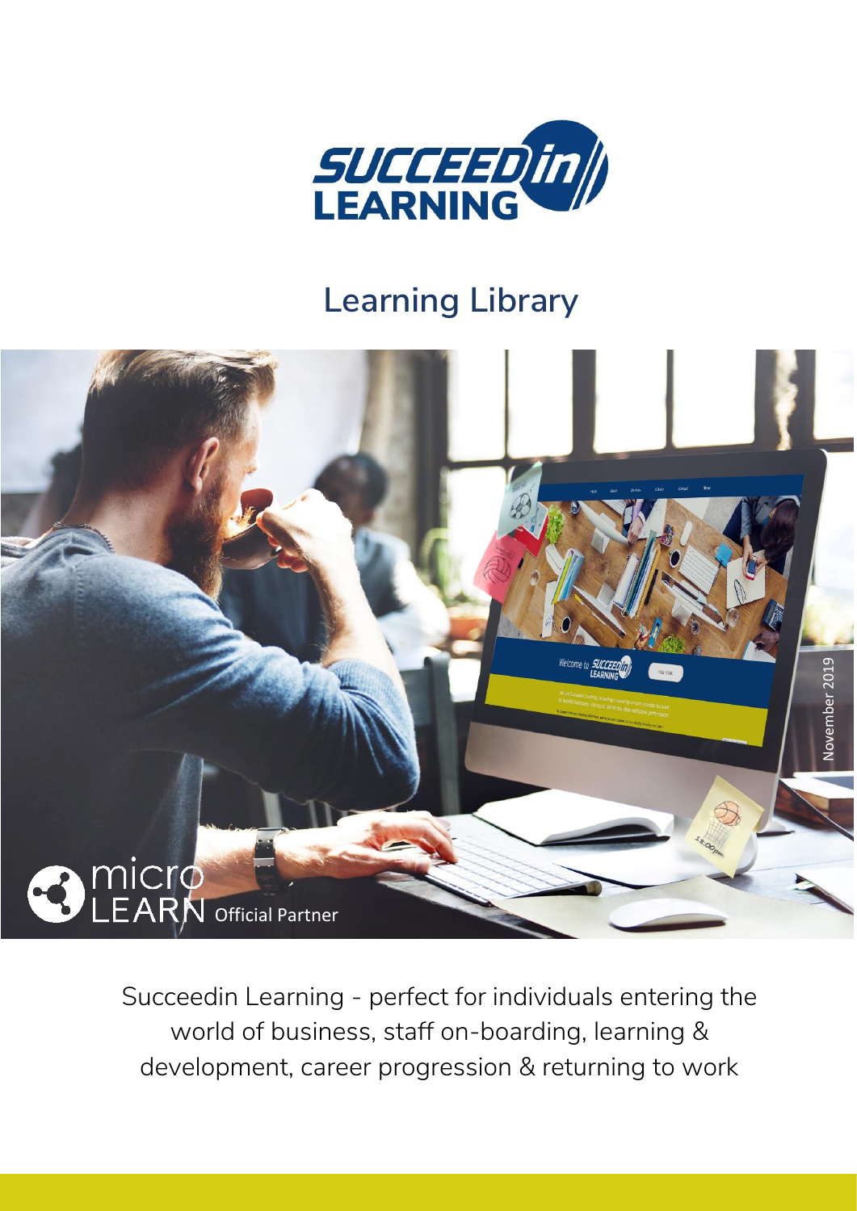# SUCCEEDin LEARNING

## Learning Library

November 2019

micro LEARN Official Partner

Succeedin Learning - perfect for individuals entering the world of business, staff on-boarding, learning & development, career progression & returning to work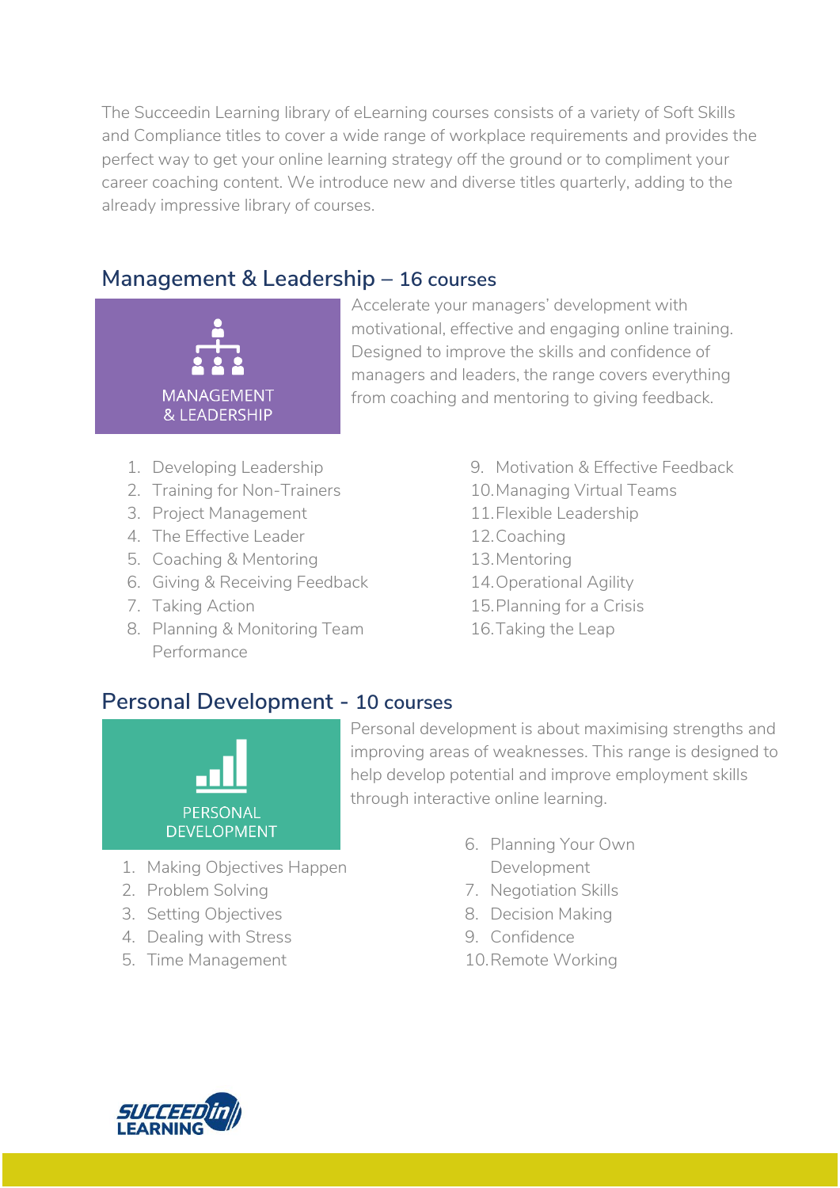The Succeedin Learning library of eLearning courses consists of a variety of Soft Skills and Compliance titles to cover a wide range of workplace requirements and provides the perfect way to get your online learning strategy off the ground or to compliment your career coaching content. We introduce new and diverse titles quarterly, adding to the already impressive library of courses.

## Management & Leadership – 16 courses

MANAGEMENT & LEADERSHIP

Accelerate your managers' development with motivational, effective and engaging online training. Designed to improve the skills and confidence of managers and leaders, the range covers everything from coaching and mentoring to giving feedback.

1. Developing Leadership
2. Training for Non-Trainers
3. Project Management
4. The Effective Leader
5. Coaching & Mentoring
6. Giving & Receiving Feedback
7. Taking Action
8. Planning & Monitoring Team Performance
9. Motivation & Effective Feedback
10. Managing Virtual Teams
11. Flexible Leadership
12. Coaching
13. Mentoring
14. Operational Agility
15. Planning for a Crisis
16. Taking the Leap

## Personal Development - 10 courses

PERSONAL DEVELOPMENT

Personal development is about maximising strengths and improving areas of weaknesses. This range is designed to help develop potential and improve employment skills through interactive online learning.

1. Making Objectives Happen
2. Problem Solving
3. Setting Objectives
4. Dealing with Stress
5. Time Management
6. Planning Your Own Development
7. Negotiation Skills
8. Decision Making
9. Confidence
10. Remote Working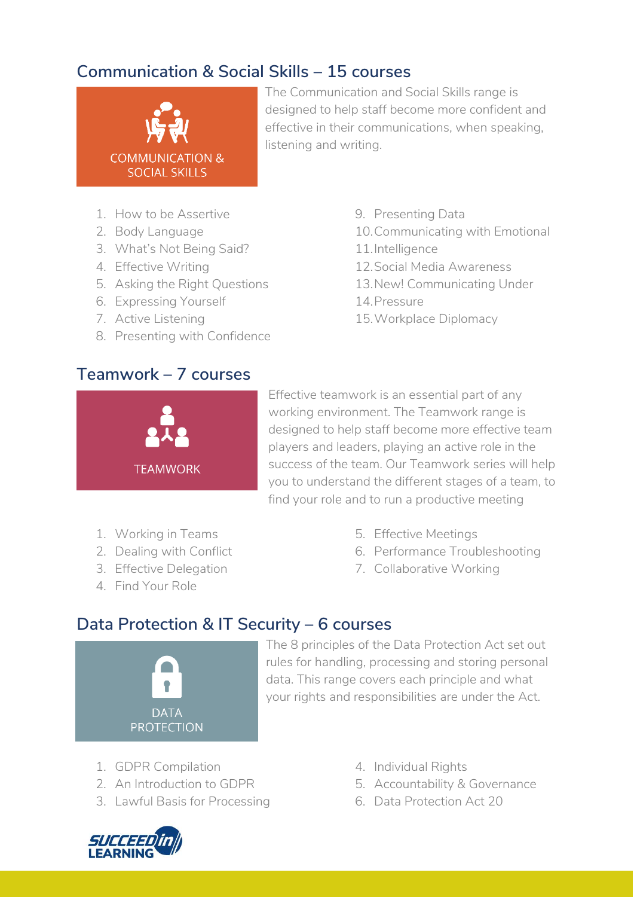## Communication & Social Skills – 15 courses

COMMUNICATION & SOCIAL SKILLS

The Communication and Social Skills range is designed to help staff become more confident and effective in their communications, when speaking, listening and writing.

1. How to be Assertive
2. Body Language
3. What's Not Being Said?
4. Effective Writing
5. Asking the Right Questions
6. Expressing Yourself
7. Active Listening
8. Presenting with Confidence
9. Presenting Data
10. Communicating with Emotional
11. Intelligence
12. Social Media Awareness
13. New! Communicating Under
14. Pressure
15. Workplace Diplomacy

## Teamwork – 7 courses

TEAMWORK

Effective teamwork is an essential part of any working environment. The Teamwork range is designed to help staff become more effective team players and leaders, playing an active role in the success of the team. Our Teamwork series will help you to understand the different stages of a team, to find your role and to run a productive meeting

1. Working in Teams
2. Dealing with Conflict
3. Effective Delegation
4. Find Your Role
5. Effective Meetings
6. Performance Troubleshooting
7. Collaborative Working

## Data Protection & IT Security – 6 courses

DATA PROTECTION

The 8 principles of the Data Protection Act set out rules for handling, processing and storing personal data. This range covers each principle and what your rights and responsibilities are under the Act.

1. GDPR Compilation
2. An Introduction to GDPR
3. Lawful Basis for Processing
4. Individual Rights
5. Accountability & Governance
6. Data Protection Act 20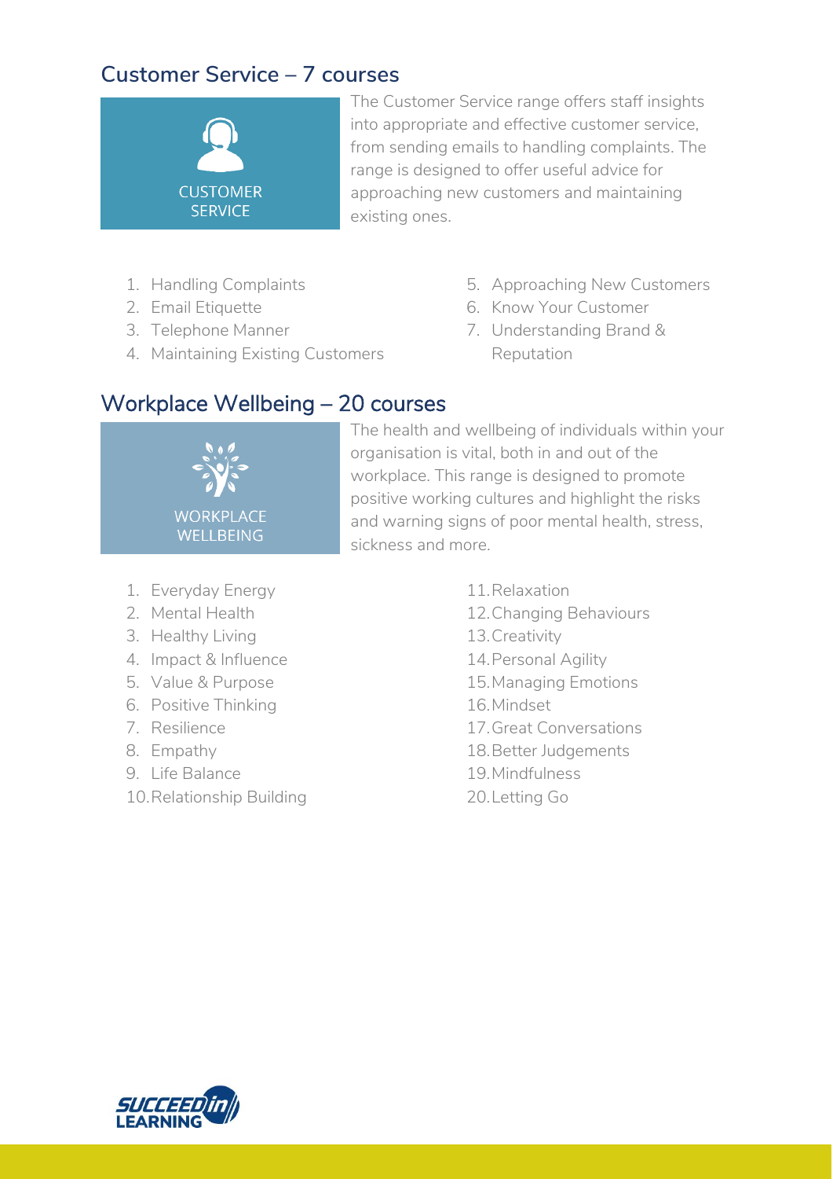## Customer Service – 7 courses

CUSTOMER SERVICE

The Customer Service range offers staff insights into appropriate and effective customer service, from sending emails to handling complaints. The range is designed to offer useful advice for approaching new customers and maintaining existing ones.

1. Handling Complaints
2. Email Etiquette
3. Telephone Manner
4. Maintaining Existing Customers
5. Approaching New Customers
6. Know Your Customer
7. Understanding Brand & Reputation

## Workplace Wellbeing – 20 courses

WORKPLACE WELLBEING

The health and wellbeing of individuals within your organisation is vital, both in and out of the workplace. This range is designed to promote positive working cultures and highlight the risks and warning signs of poor mental health, stress, sickness and more.

1. Everyday Energy
2. Mental Health
3. Healthy Living
4. Impact & Influence
5. Value & Purpose
6. Positive Thinking
7. Resilience
8. Empathy
9. Life Balance
10. Relationship Building
11. Relaxation
12. Changing Behaviours
13. Creativity
14. Personal Agility
15. Managing Emotions
16. Mindset
17. Great Conversations
18. Better Judgements
19. Mindfulness
20. Letting Go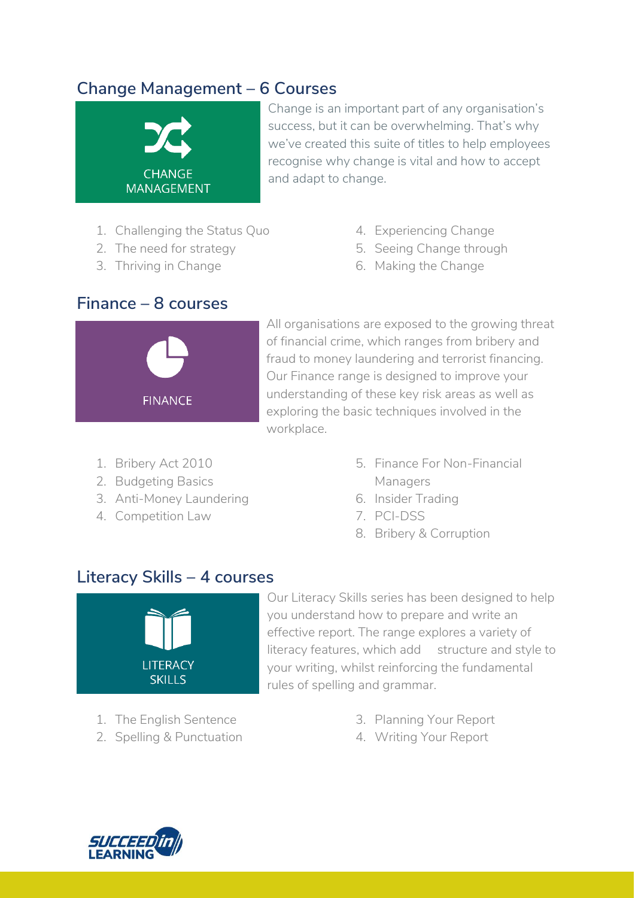## Change Management – 6 Courses

CHANGE MANAGEMENT

Change is an important part of any organisation's success, but it can be overwhelming. That's why we've created this suite of titles to help employees recognise why change is vital and how to accept and adapt to change.

1. Challenging the Status Quo
2. The need for strategy
3. Thriving in Change
4. Experiencing Change
5. Seeing Change through
6. Making the Change

## Finance – 8 courses

FINANCE

All organisations are exposed to the growing threat of financial crime, which ranges from bribery and fraud to money laundering and terrorist financing. Our Finance range is designed to improve your understanding of these key risk areas as well as exploring the basic techniques involved in the workplace.

1. Bribery Act 2010
2. Budgeting Basics
3. Anti-Money Laundering
4. Competition Law
5. Finance For Non-Financial Managers
6. Insider Trading
7. PCI-DSS
8. Bribery & Corruption

## Literacy Skills – 4 courses

LITERACY SKILLS

Our Literacy Skills series has been designed to help you understand how to prepare and write an effective report. The range explores a variety of literacy features, which add structure and style to your writing, whilst reinforcing the fundamental rules of spelling and grammar.

1. The English Sentence
2. Spelling & Punctuation
3. Planning Your Report
4. Writing Your Report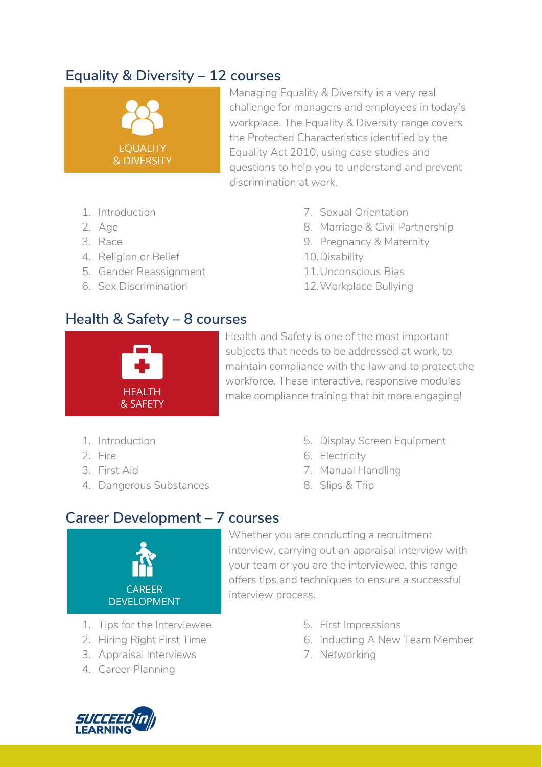## Equality & Diversity – 12 courses

EQUALITY & DIVERSITY

Managing Equality & Diversity is a very real challenge for managers and employees in today's workplace. The Equality & Diversity range covers the Protected Characteristics identified by the Equality Act 2010, using case studies and questions to help you to understand and prevent discrimination at work.

1. Introduction
2. Age
3. Race
4. Religion or Belief
5. Gender Reassignment
6. Sex Discrimination
7. Sexual Orientation
8. Marriage & Civil Partnership
9. Pregnancy & Maternity
10. Disability
11. Unconscious Bias
12. Workplace Bullying

## Health & Safety – 8 courses

HEALTH & SAFETY

Health and Safety is one of the most important subjects that needs to be addressed at work, to maintain compliance with the law and to protect the workforce. These interactive, responsive modules make compliance training that bit more engaging!

1. Introduction
2. Fire
3. First Aid
4. Dangerous Substances
5. Display Screen Equipment
6. Electricity
7. Manual Handling
8. Slips & Trip

## Career Development – 7 courses

CAREER DEVELOPMENT

Whether you are conducting a recruitment interview, carrying out an appraisal interview with your team or you are the interviewee, this range offers tips and techniques to ensure a successful interview process.

1. Tips for the Interviewee
2. Hiring Right First Time
3. Appraisal Interviews
4. Career Planning
5. First Impressions
6. Inducting A New Team Member
7. Networking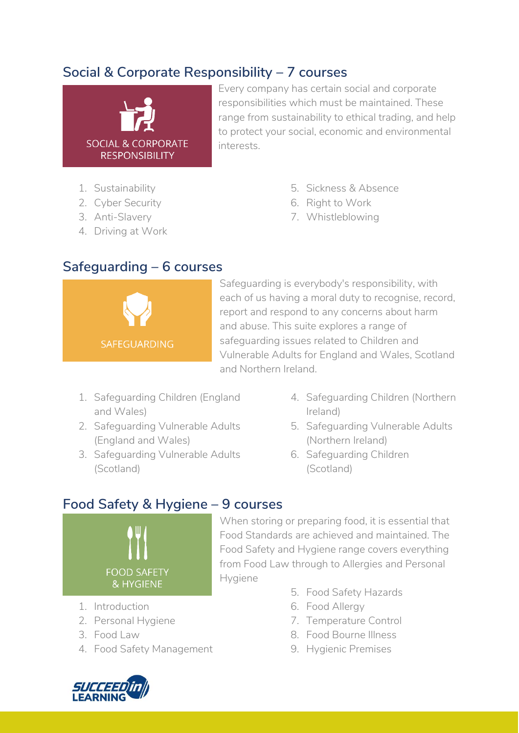## Social & Corporate Responsibility – 7 courses

SOCIAL & CORPORATE RESPONSIBILITY

Every company has certain social and corporate responsibilities which must be maintained. These range from sustainability to ethical trading, and help to protect your social, economic and environmental interests.

1. Sustainability
2. Cyber Security
3. Anti-Slavery
4. Driving at Work
5. Sickness & Absence
6. Right to Work
7. Whistleblowing

## Safeguarding – 6 courses

SAFEGUARDING

Safeguarding is everybody's responsibility, with each of us having a moral duty to recognise, record, report and respond to any concerns about harm and abuse. This suite explores a range of safeguarding issues related to Children and Vulnerable Adults for England and Wales, Scotland and Northern Ireland.

1. Safeguarding Children (England and Wales)
2. Safeguarding Vulnerable Adults (England and Wales)
3. Safeguarding Vulnerable Adults (Scotland)
4. Safeguarding Children (Northern Ireland)
5. Safeguarding Vulnerable Adults (Northern Ireland)
6. Safeguarding Children (Scotland)

## Food Safety & Hygiene – 9 courses

FOOD SAFETY & HYGIENE

When storing or preparing food, it is essential that Food Standards are achieved and maintained. The Food Safety and Hygiene range covers everything from Food Law through to Allergies and Personal Hygiene

1. Introduction
2. Personal Hygiene
3. Food Law
4. Food Safety Management
5. Food Safety Hazards
6. Food Allergy
7. Temperature Control
8. Food Bourne Illness
9. Hygienic Premises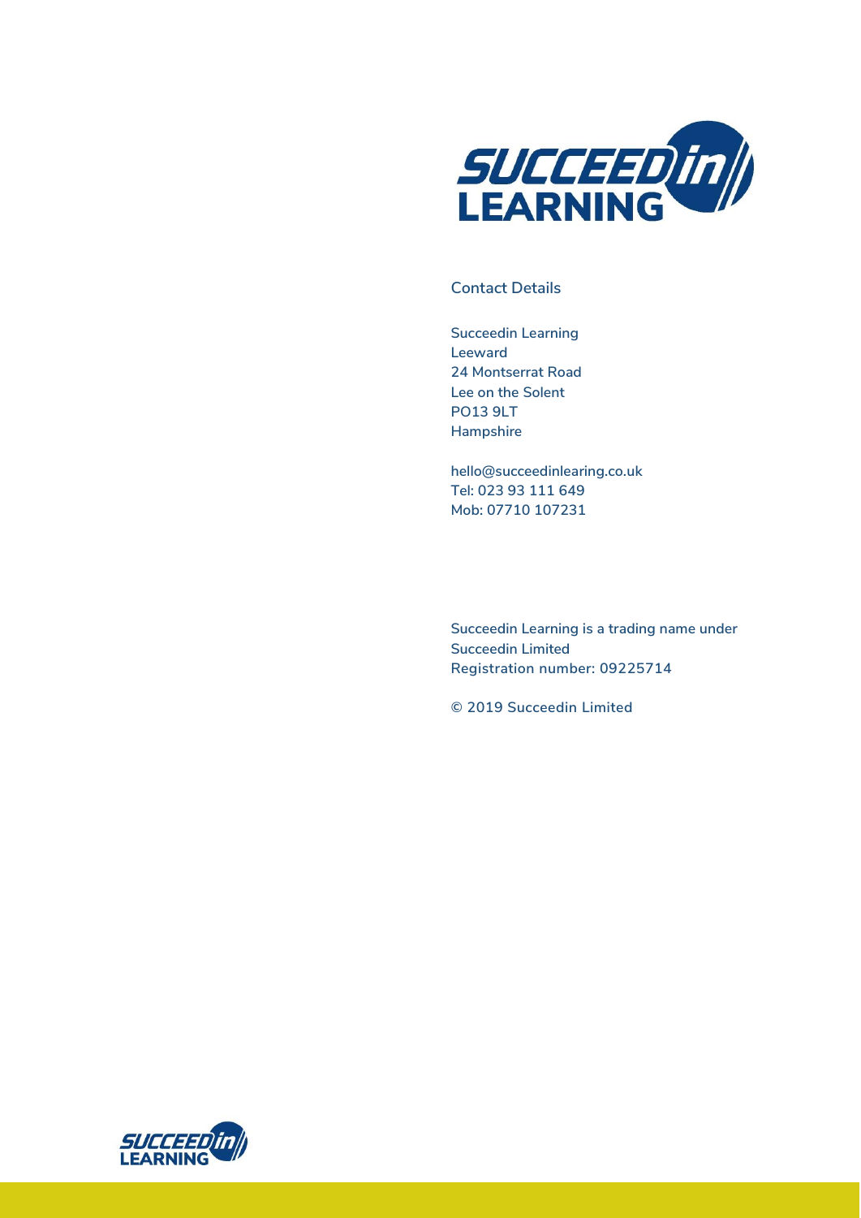Contact Details

Succeedin Learning
Leeward
24 Montserrat Road
Lee on the Solent
PO13 9LT
Hampshire

hello@succeedinlearing.co.uk
Tel: 023 93 111 649
Mob: 07710 107231

Succeedin Learning is a trading name under Succeedin Limited
Registration number: 09225714

© 2019 Succeedin Limited